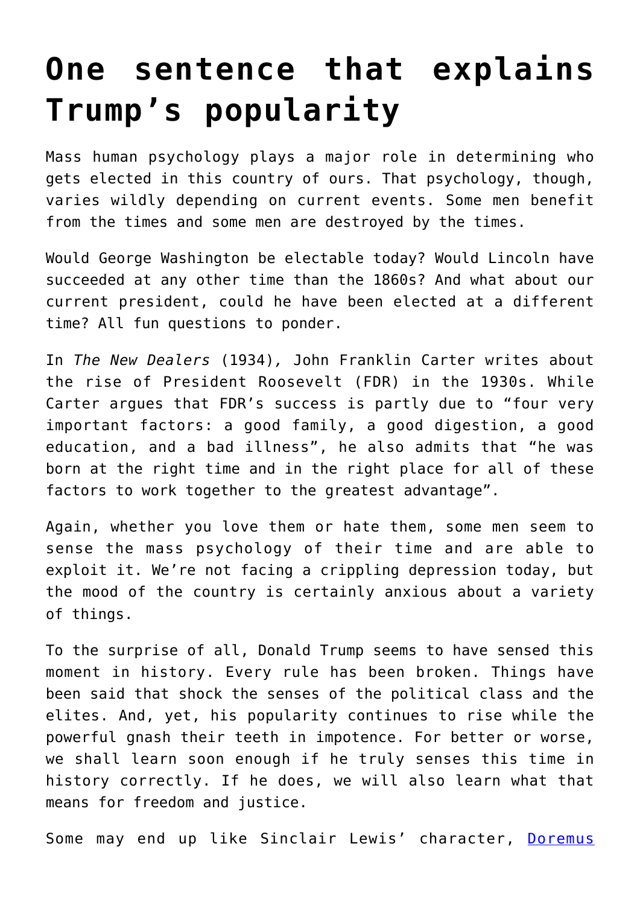# One sentence that explains Trump's popularity

Mass human psychology plays a major role in determining who gets elected in this country of ours. That psychology, though, varies wildly depending on current events. Some men benefit from the times and some men are destroyed by the times.

Would George Washington be electable today? Would Lincoln have succeeded at any other time than the 1860s? And what about our current president, could he have been elected at a different time? All fun questions to ponder.

In *The New Dealers* (1934), John Franklin Carter writes about the rise of President Roosevelt (FDR) in the 1930s. While Carter argues that FDR's success is partly due to "four very important factors: a good family, a good digestion, a good education, and a bad illness", he also admits that "he was born at the right time and in the right place for all of these factors to work together to the greatest advantage".

Again, whether you love them or hate them, some men seem to sense the mass psychology of their time and are able to exploit it. We're not facing a crippling depression today, but the mood of the country is certainly anxious about a variety of things.

To the surprise of all, Donald Trump seems to have sensed this moment in history. Every rule has been broken. Things have been said that shock the senses of the political class and the elites. And, yet, his popularity continues to rise while the powerful gnash their teeth in impotence. For better or worse, we shall learn soon enough if he truly senses this time in history correctly. If he does, we will also learn what that means for freedom and justice.

Some may end up like Sinclair Lewis' character, [Doremus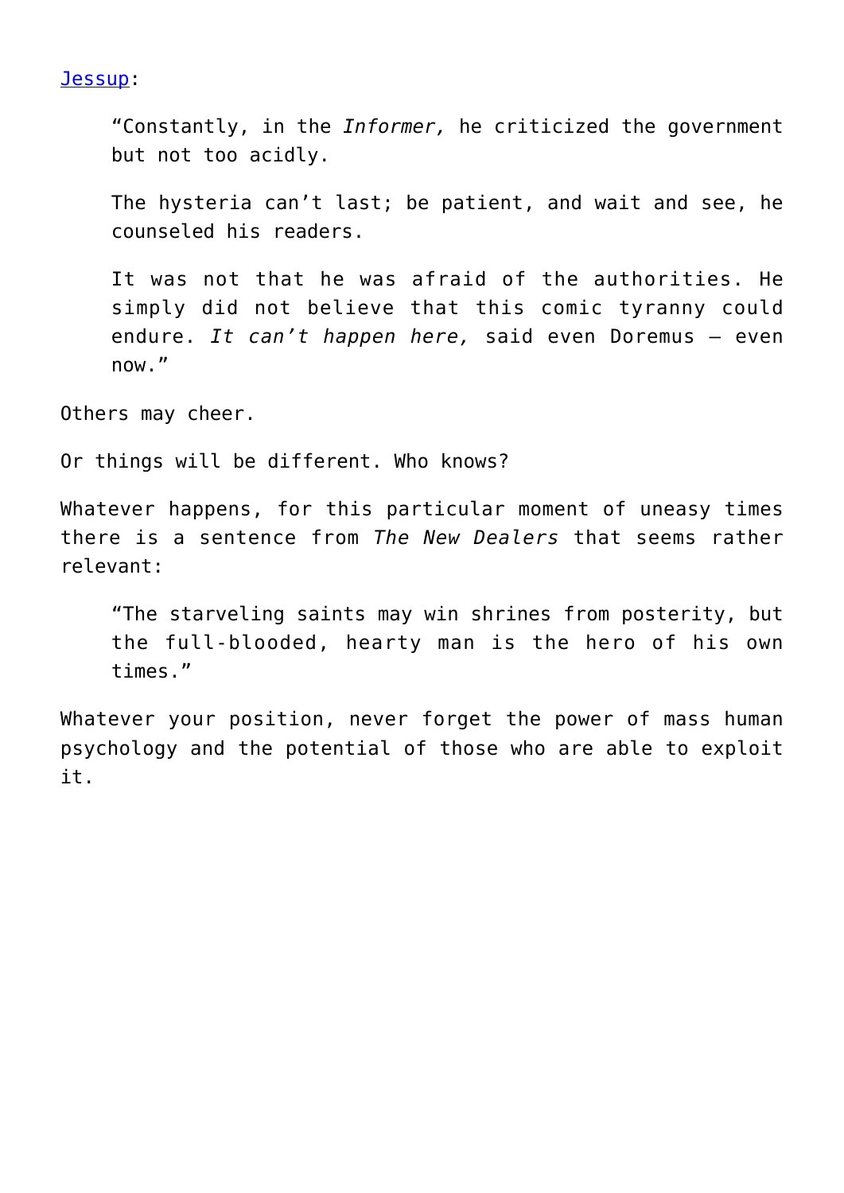Jessup:

> "Constantly, in the *Informer,* he criticized the government but not too acidly.
>
> The hysteria can't last; be patient, and wait and see, he counseled his readers.
>
> It was not that he was afraid of the authorities. He simply did not believe that this comic tyranny could endure. *It can't happen here,* said even Doremus – even now."

Others may cheer.

Or things will be different. Who knows?

Whatever happens, for this particular moment of uneasy times there is a sentence from *The New Dealers* that seems rather relevant:

> "The starveling saints may win shrines from posterity, but the full-blooded, hearty man is the hero of his own times."

Whatever your position, never forget the power of mass human psychology and the potential of those who are able to exploit it.